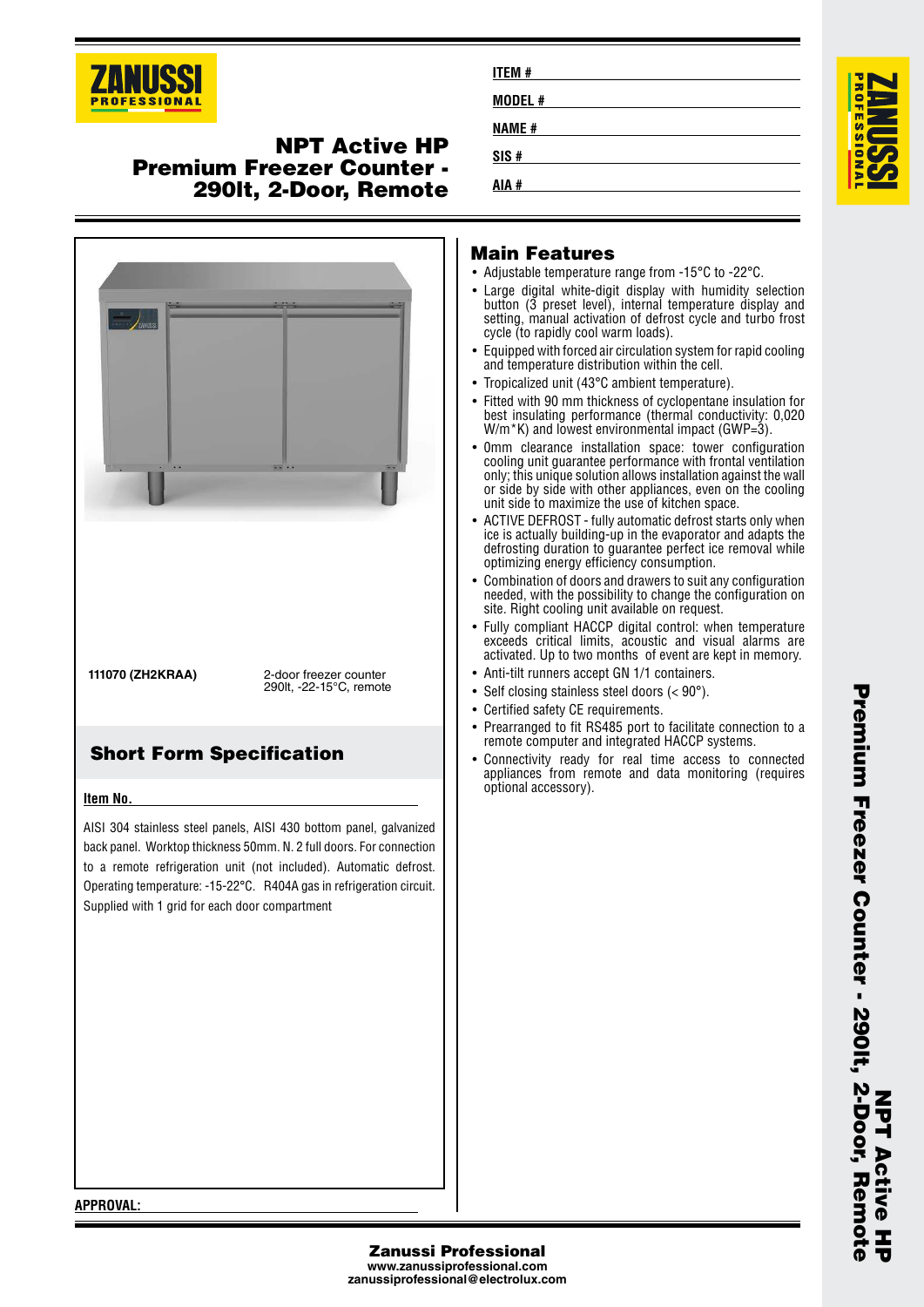# NPT Active HP Premium Freezer Counter - 290lt, 2-Door, Remote

ITEM #

MODEL #

NAME #

SIS #

AIA #

**111070 (ZH2KRAA)** — 2-door freezer counter 290lt, -22-15°C, remote

## Short Form Specification

**Item No.**

AISI 304 stainless steel panels, AISI 430 bottom panel, galvanized back panel. Worktop thickness 50mm. N. 2 full doors. For connection to a remote refrigeration unit (not included). Automatic defrost. Operating temperature: -15-22°C. R404A gas in refrigeration circuit. Supplied with 1 grid for each door compartment

## Main Features

- Adjustable temperature range from -15°C to -22°C.
- Large digital white-digit display with humidity selection button (3 preset level), internal temperature display and setting, manual activation of defrost cycle and turbo frost cycle (to rapidly cool warm loads).
- Equipped with forced air circulation system for rapid cooling and temperature distribution within the cell.
- Tropicalized unit (43°C ambient temperature).
- Fitted with 90 mm thickness of cyclopentane insulation for best insulating performance (thermal conductivity: 0,020 W/m*K) and lowest environmental impact (GWP=3).
- 0mm clearance installation space: tower configuration cooling unit guarantee performance with frontal ventilation only; this unique solution allows installation against the wall or side by side with other appliances, even on the cooling unit side to maximize the use of kitchen space.
- ACTIVE DEFROST - fully automatic defrost starts only when ice is actually building-up in the evaporator and adapts the defrosting duration to guarantee perfect ice removal while optimizing energy efficiency consumption.
- Combination of doors and drawers to suit any configuration needed, with the possibility to change the configuration on site. Right cooling unit available on request.
- Fully compliant HACCP digital control: when temperature exceeds critical limits, acoustic and visual alarms are activated. Up to two months of event are kept in memory.
- Anti-tilt runners accept GN 1/1 containers.
- Self closing stainless steel doors (< 90°).
- Certified safety CE requirements.
- Prearranged to fit RS485 port to facilitate connection to a remote computer and integrated HACCP systems.
- Connectivity ready for real time access to connected appliances from remote and data monitoring (requires optional accessory).

**APPROVAL:**

**Zanussi Professional**
www.zanussiprofessional.com
zanussiprofessional@electrolux.com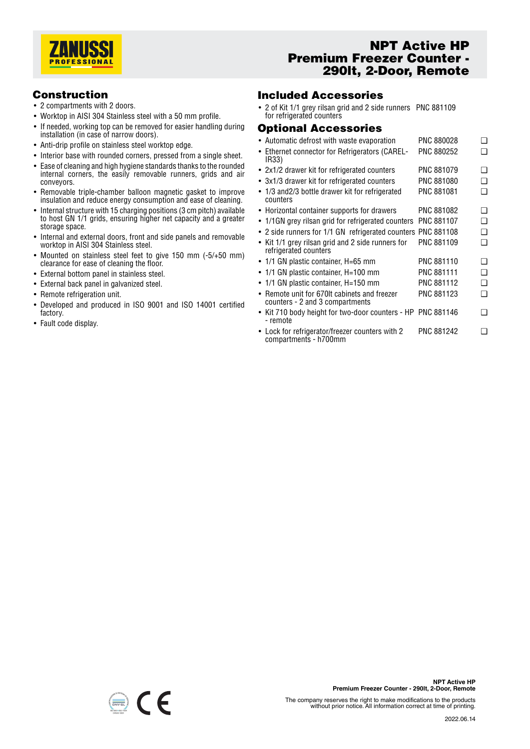# NPT Active HP Premium Freezer Counter - 290lt, 2-Door, Remote

## Construction

- 2 compartments with 2 doors.
- Worktop in AISI 304 Stainless steel with a 50 mm profile.
- If needed, working top can be removed for easier handling during installation (in case of narrow doors).
- Anti-drip profile on stainless steel worktop edge.
- Interior base with rounded corners, pressed from a single sheet.
- Ease of cleaning and high hygiene standards thanks to the rounded internal corners, the easily removable runners, grids and air conveyors.
- Removable triple-chamber balloon magnetic gasket to improve insulation and reduce energy consumption and ease of cleaning.
- Internal structure with 15 charging positions (3 cm pitch) available to host GN 1/1 grids, ensuring higher net capacity and a greater storage space.
- Internal and external doors, front and side panels and removable worktop in AISI 304 Stainless steel.
- Mounted on stainless steel feet to give 150 mm (-5/+50 mm) clearance for ease of cleaning the floor.
- External bottom panel in stainless steel.
- External back panel in galvanized steel.
- Remote refrigeration unit.
- Developed and produced in ISO 9001 and ISO 14001 certified factory.
- Fault code display.

## Included Accessories

- 2 of Kit 1/1 grey rilsan grid and 2 side runners for refrigerated counters — PNC 881109

## Optional Accessories

- Automatic defrost with waste evaporation — PNC 880028 ❑
- Ethernet connector for Refrigerators (CAREL-IR33) — PNC 880252 ❑
- 2x1/2 drawer kit for refrigerated counters — PNC 881079 ❑
- 3x1/3 drawer kit for refrigerated counters — PNC 881080 ❑
- 1/3 and2/3 bottle drawer kit for refrigerated counters — PNC 881081 ❑
- Horizontal container supports for drawers — PNC 881082 ❑
- 1/1GN grey rilsan grid for refrigerated counters — PNC 881107 ❑
- 2 side runners for 1/1 GN refrigerated counters — PNC 881108 ❑
- Kit 1/1 grey rilsan grid and 2 side runners for refrigerated counters — PNC 881109 ❑
- 1/1 GN plastic container, H=65 mm — PNC 881110 ❑
- 1/1 GN plastic container, H=100 mm — PNC 881111 ❑
- 1/1 GN plastic container, H=150 mm — PNC 881112 ❑
- Remote unit for 670lt cabinets and freezer counters - 2 and 3 compartments — PNC 881123 ❑
- Kit 710 body height for two-door counters - HP - remote — PNC 881146 ❑
- Lock for refrigerator/freezer counters with 2 compartments - h700mm — PNC 881242 ❑

The company reserves the right to make modifications to the products without prior notice. All information correct at time of printing.

2022.06.14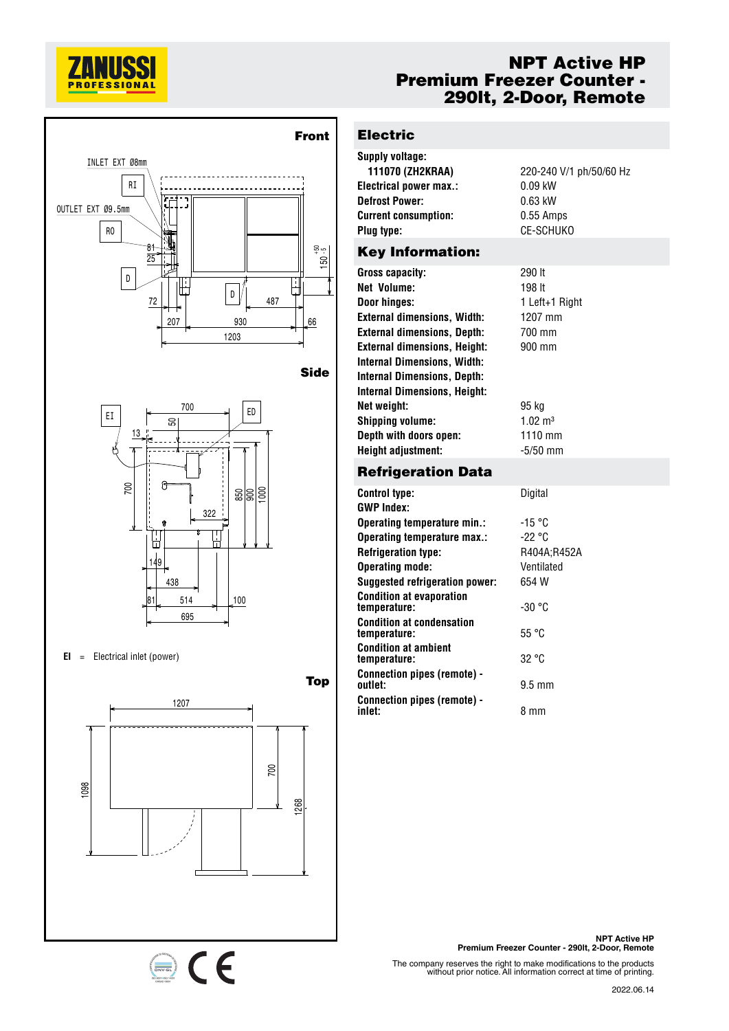# NPT Active HP Premium Freezer Counter - 290lt, 2-Door, Remote

Front

INLET EXT Ø8mm

RI

OUTLET EXT Ø9.5mm

RO

D

81
25
150 +50 -5
72
D
487
207
930
66
1203

Side

EI
700
ED
50
13
700
850
900
1000
322
149
438
81
514
100
695

**EI** = Electrical inlet (power)

Top

1207
1098
700
1268

## Electric

| | |
|---|---|
| **Supply voltage:** | |
| **111070 (ZH2KRAA)** | 220-240 V/1 ph/50/60 Hz |
| **Electrical power max.:** | 0.09 kW |
| **Defrost Power:** | 0.63 kW |
| **Current consumption:** | 0.55 Amps |
| **Plug type:** | CE-SCHUKO |

## Key Information:

| | |
|---|---|
| **Gross capacity:** | 290 lt |
| **Net Volume:** | 198 lt |
| **Door hinges:** | 1 Left+1 Right |
| **External dimensions, Width:** | 1207 mm |
| **External dimensions, Depth:** | 700 mm |
| **External dimensions, Height:** | 900 mm |
| **Internal Dimensions, Width:** | |
| **Internal Dimensions, Depth:** | |
| **Internal Dimensions, Height:** | |
| **Net weight:** | 95 kg |
| **Shipping volume:** | 1.02 m³ |
| **Depth with doors open:** | 1110 mm |
| **Height adjustment:** | -5/50 mm |

## Refrigeration Data

| | |
|---|---|
| **Control type:** | Digital |
| **GWP Index:** | |
| **Operating temperature min.:** | -15 °C |
| **Operating temperature max.:** | -22 °C |
| **Refrigeration type:** | R404A;R452A |
| **Operating mode:** | Ventilated |
| **Suggested refrigeration power:** | 654 W |
| **Condition at evaporation temperature:** | -30 °C |
| **Condition at condensation temperature:** | 55 °C |
| **Condition at ambient temperature:** | 32 °C |
| **Connection pipes (remote) - outlet:** | 9.5 mm |
| **Connection pipes (remote) - inlet:** | 8 mm |

The company reserves the right to make modifications to the products without prior notice. All information correct at time of printing.

2022.06.14